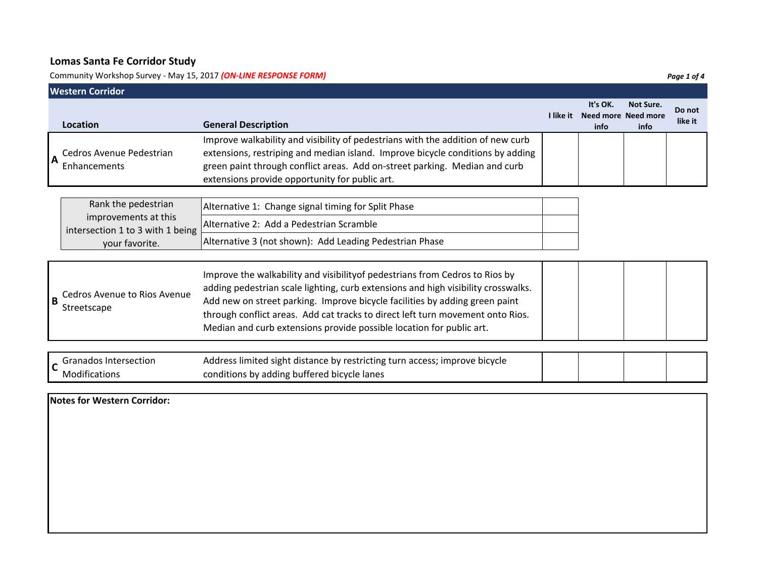## Lomas Santa Fe Corridor Study

Community Workshop Survey - May 15, 2017 ***(ON-LINE RESPONSE FORM)***

### Western Corridor

| | Location | General Description | I like it | It's OK. Need more info | Not Sure. Need more info | Do not like it |
|---|---|---|---|---|---|---|
| A | Cedros Avenue Pedestrian Enhancements | Improve walkability and visibility of pedestrians with the addition of new curb extensions, restriping and median island. Improve bicycle conditions by adding green paint through conflict areas. Add on-street parking. Median and curb extensions provide opportunity for public art. | | | | |

| Rank the pedestrian improvements at this intersection 1 to 3 with 1 being your favorite. | | |
|---|---|---|
| | Alternative 1: Change signal timing for Split Phase | |
| | Alternative 2: Add a Pedestrian Scramble | |
| | Alternative 3 (not shown): Add Leading Pedestrian Phase | |

| | Location | General Description | I like it | It's OK. Need more info | Not Sure. Need more info | Do not like it |
|---|---|---|---|---|---|---|
| B | Cedros Avenue to Rios Avenue Streetscape | Improve the walkability and visibilityof pedestrians from Cedros to Rios by adding pedestrian scale lighting, curb extensions and high visibility crosswalks. Add new on street parking. Improve bicycle facilities by adding green paint through conflict areas. Add cat tracks to direct left turn movement onto Rios. Median and curb extensions provide possible location for public art. | | | | |
| C | Granados Intersection Modifications | Address limited sight distance by restricting turn access; improve bicycle conditions by adding buffered bicycle lanes | | | | |

**Notes for Western Corridor:**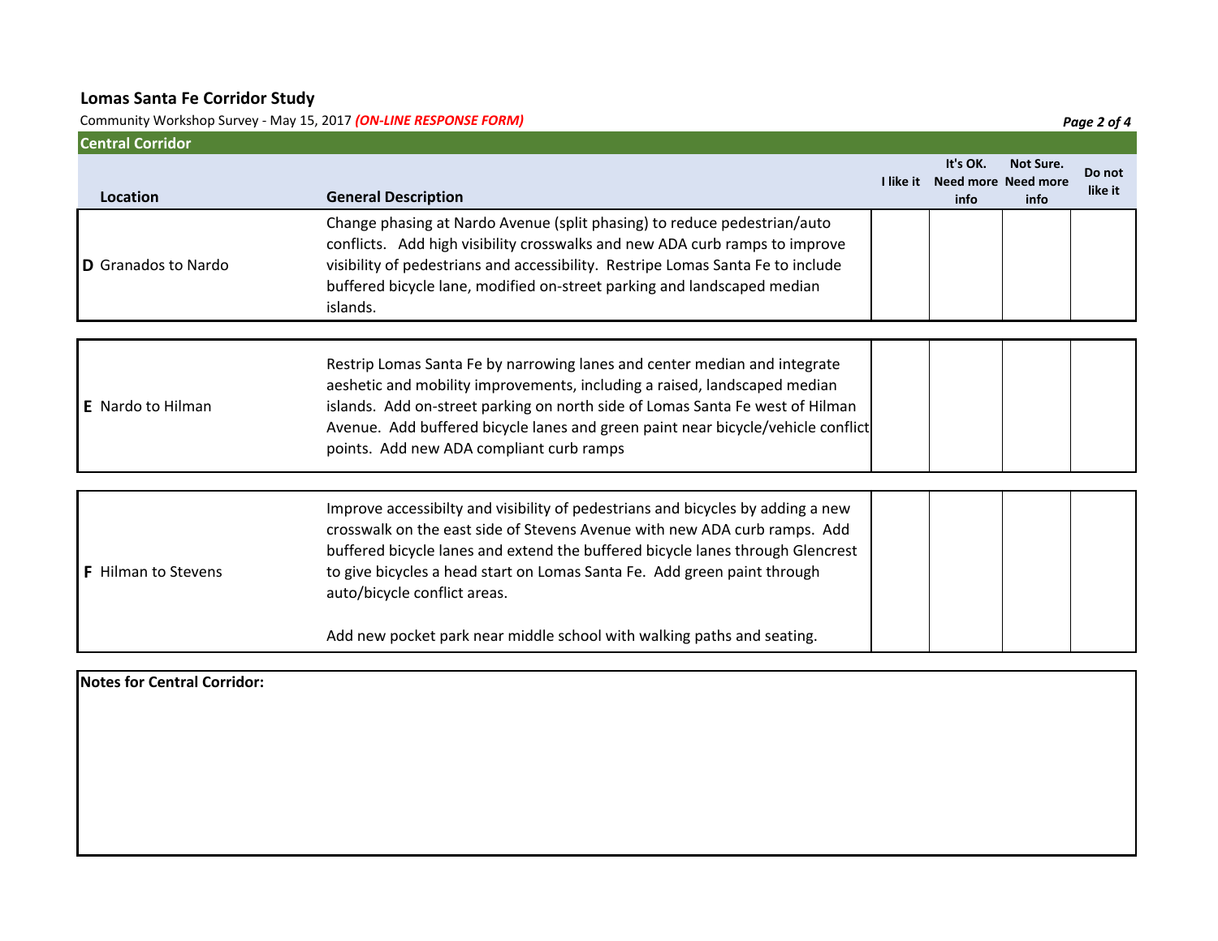## Lomas Santa Fe Corridor Study

Community Workshop Survey - May 15, 2017 ***(ON-LINE RESPONSE FORM)***

### Central Corridor

| Location | General Description | I like it | It's OK. Need more info | Not Sure. Need more info | Do not like it |
|---|---|---|---|---|---|
| **D** Granados to Nardo | Change phasing at Nardo Avenue (split phasing) to reduce pedestrian/auto conflicts. Add high visibility crosswalks and new ADA curb ramps to improve visibility of pedestrians and accessibility. Restripe Lomas Santa Fe to include buffered bicycle lane, modified on-street parking and landscaped median islands. | | | | |
| **E** Nardo to Hilman | Restrip Lomas Santa Fe by narrowing lanes and center median and integrate aeshetic and mobility improvements, including a raised, landscaped median islands. Add on-street parking on north side of Lomas Santa Fe west of Hilman Avenue. Add buffered bicycle lanes and green paint near bicycle/vehicle conflict points. Add new ADA compliant curb ramps | | | | |
| **F** Hilman to Stevens | Improve accessibilty and visibility of pedestrians and bicycles by adding a new crosswalk on the east side of Stevens Avenue with new ADA curb ramps. Add buffered bicycle lanes and extend the buffered bicycle lanes through Glencrest to give bicycles a head start on Lomas Santa Fe. Add green paint through auto/bicycle conflict areas.<br><br>Add new pocket park near middle school with walking paths and seating. | | | | |

**Notes for Central Corridor:**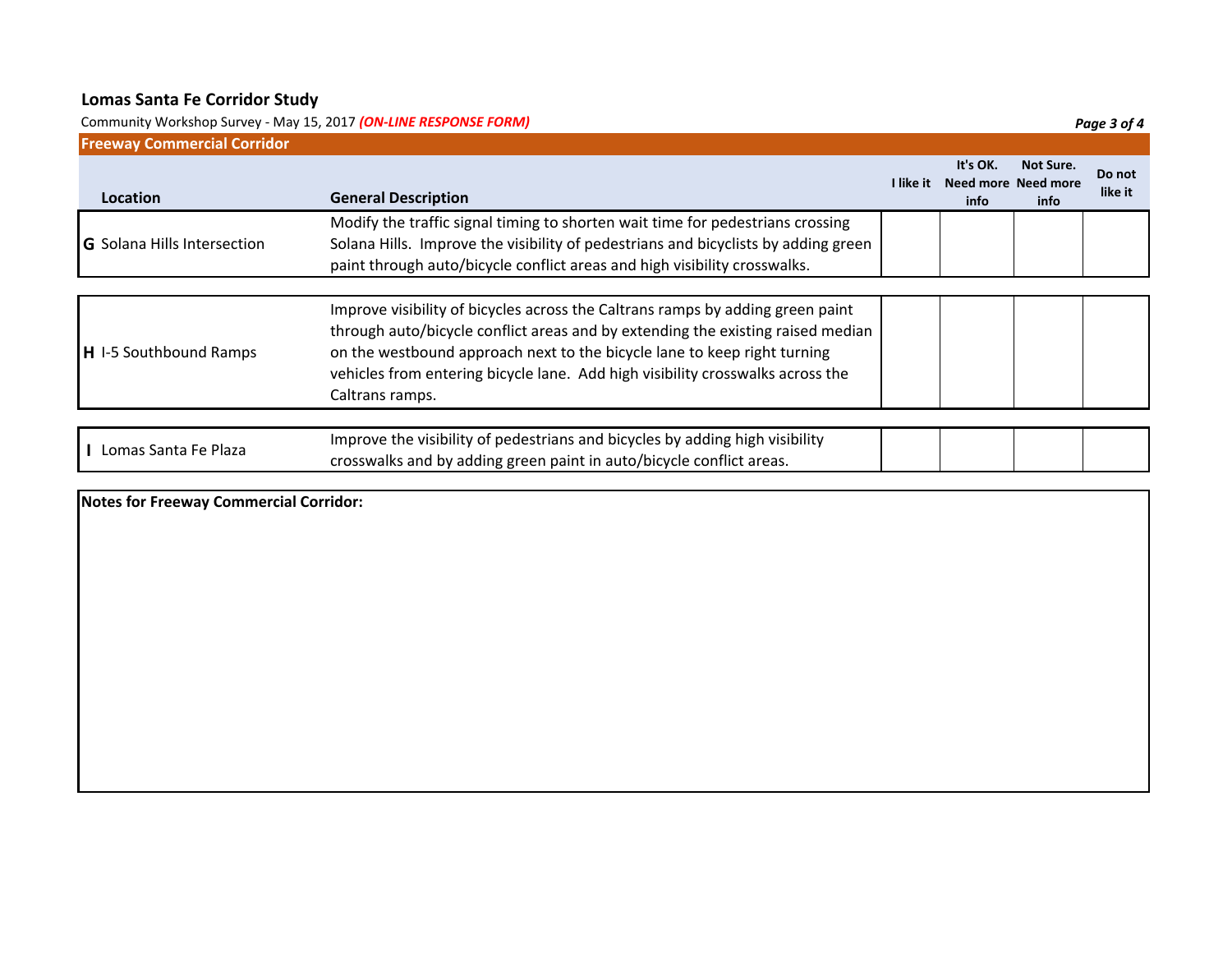## Lomas Santa Fe Corridor Study

Community Workshop Survey - May 15, 2017 ***(ON-LINE RESPONSE FORM)***

### Freeway Commercial Corridor

| Location | General Description | I like it | It's OK. Need more info | Not Sure. Need more info | Do not like it |
|---|---|---|---|---|---|
| **G** Solana Hills Intersection | Modify the traffic signal timing to shorten wait time for pedestrians crossing Solana Hills. Improve the visibility of pedestrians and bicyclists by adding green paint through auto/bicycle conflict areas and high visibility crosswalks. | | | | |
| **H** I-5 Southbound Ramps | Improve visibility of bicycles across the Caltrans ramps by adding green paint through auto/bicycle conflict areas and by extending the existing raised median on the westbound approach next to the bicycle lane to keep right turning vehicles from entering bicycle lane. Add high visibility crosswalks across the Caltrans ramps. | | | | |
| **I** Lomas Santa Fe Plaza | Improve the visibility of pedestrians and bicycles by adding high visibility crosswalks and by adding green paint in auto/bicycle conflict areas. | | | | |

**Notes for Freeway Commercial Corridor:**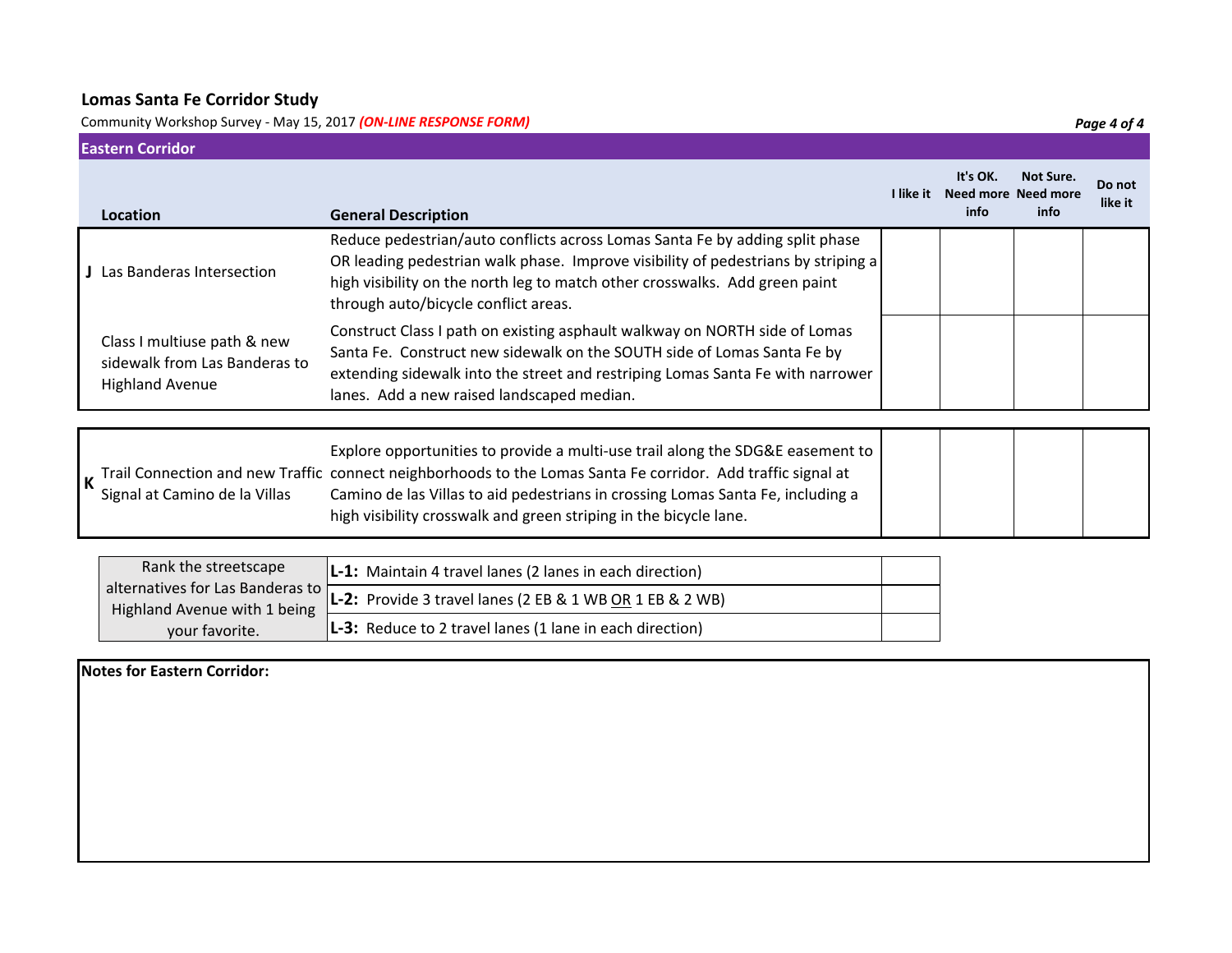## Lomas Santa Fe Corridor Study

Community Workshop Survey - May 15, 2017 ***(ON-LINE RESPONSE FORM)***

### Eastern Corridor

| | Location | General Description | I like it | It's OK. Need more info | Not Sure. Need more info | Do not like it |
|---|---|---|---|---|---|---|
| **J** | Las Banderas Intersection | Reduce pedestrian/auto conflicts across Lomas Santa Fe by adding split phase OR leading pedestrian walk phase. Improve visibility of pedestrians by striping a high visibility on the north leg to match other crosswalks. Add green paint through auto/bicycle conflict areas. | | | | |
| | Class I multiuse path & new sidewalk from Las Banderas to Highland Avenue | Construct Class I path on existing asphault walkway on NORTH side of Lomas Santa Fe. Construct new sidewalk on the SOUTH side of Lomas Santa Fe by extending sidewalk into the street and restriping Lomas Santa Fe with narrower lanes. Add a new raised landscaped median. | | | | |
| **K** | Trail Connection and new Traffic Signal at Camino de la Villas | Explore opportunities to provide a multi-use trail along the SDG&E easement to connect neighborhoods to the Lomas Santa Fe corridor. Add traffic signal at Camino de las Villas to aid pedestrians in crossing Lomas Santa Fe, including a high visibility crosswalk and green striping in the bicycle lane. | | | | |

| Rank the streetscape alternatives for Las Banderas to Highland Avenue with 1 being your favorite. | Alternative | Rank |
|---|---|---|
| | **L-1:** Maintain 4 travel lanes (2 lanes in each direction) | |
| | **L-2:** Provide 3 travel lanes (2 EB & 1 WB OR 1 EB & 2 WB) | |
| | **L-3:** Reduce to 2 travel lanes (1 lane in each direction) | |

**Notes for Eastern Corridor:**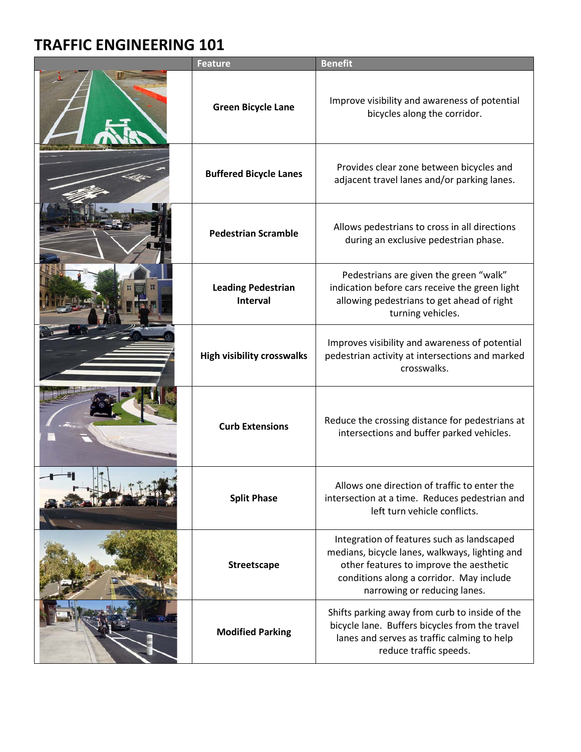# TRAFFIC ENGINEERING 101

| | Feature | Benefit |
|---|---|---|
| | **Green Bicycle Lane** | Improve visibility and awareness of potential bicycles along the corridor. |
| | **Buffered Bicycle Lanes** | Provides clear zone between bicycles and adjacent travel lanes and/or parking lanes. |
| | **Pedestrian Scramble** | Allows pedestrians to cross in all directions during an exclusive pedestrian phase. |
| | **Leading Pedestrian Interval** | Pedestrians are given the green "walk" indication before cars receive the green light allowing pedestrians to get ahead of right turning vehicles. |
| | **High visibility crosswalks** | Improves visibility and awareness of potential pedestrian activity at intersections and marked crosswalks. |
| | **Curb Extensions** | Reduce the crossing distance for pedestrians at intersections and buffer parked vehicles. |
| | **Split Phase** | Allows one direction of traffic to enter the intersection at a time. Reduces pedestrian and left turn vehicle conflicts. |
| | **Streetscape** | Integration of features such as landscaped medians, bicycle lanes, walkways, lighting and other features to improve the aesthetic conditions along a corridor. May include narrowing or reducing lanes. |
| | **Modified Parking** | Shifts parking away from curb to inside of the bicycle lane. Buffers bicycles from the travel lanes and serves as traffic calming to help reduce traffic speeds. |